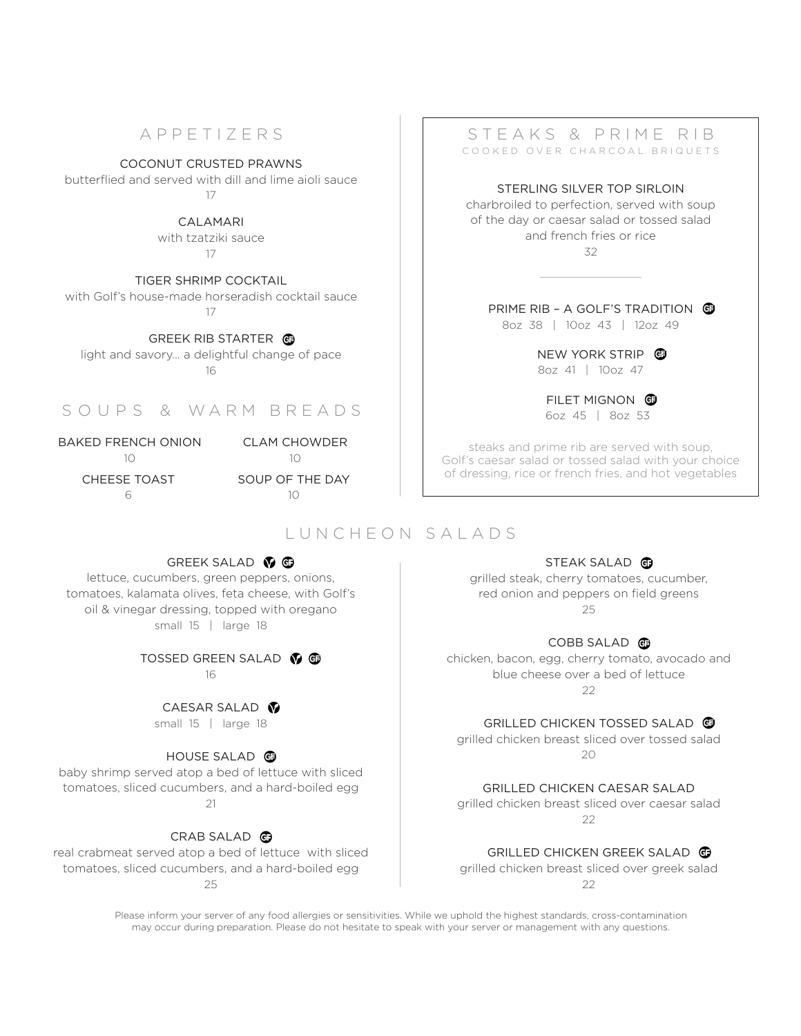## APPETIZERS

### COCONUT CRUSTED PRAWNS
butterflied and served with dill and lime aioli sauce
17

### CALAMARI
with tzatziki sauce
17

### TIGER SHRIMP COCKTAIL
with Golf's house-made horseradish cocktail sauce
17

### GREEK RIB STARTER (GF)
light and savory... a delightful change of pace
16

## SOUPS & WARM BREADS

BAKED FRENCH ONION
10

CLAM CHOWDER
10

CHEESE TOAST
6

SOUP OF THE DAY
10

## STEAKS & PRIME RIB
COOKED OVER CHARCOAL BRIQUETS

### STERLING SILVER TOP SIRLOIN
charbroiled to perfection, served with soup of the day or caesar salad or tossed salad and french fries or rice
32

---

### PRIME RIB – A GOLF'S TRADITION (GF)
8oz 38 | 10oz 43 | 12oz 49

### NEW YORK STRIP (GF)
8oz 41 | 10oz 47

### FILET MIGNON (GF)
6oz 45 | 8oz 53

steaks and prime rib are served with soup, Golf's caesar salad or tossed salad with your choice of dressing, rice or french fries, and hot vegetables

## LUNCHEON SALADS

### GREEK SALAD (V) (GF)
lettuce, cucumbers, green peppers, onions, tomatoes, kalamata olives, feta cheese, with Golf's oil & vinegar dressing, topped with oregano
small 15 | large 18

### TOSSED GREEN SALAD (V) (GF)
16

### CAESAR SALAD (V)
small 15 | large 18

### HOUSE SALAD (GF)
baby shrimp served atop a bed of lettuce with sliced tomatoes, sliced cucumbers, and a hard-boiled egg
21

### CRAB SALAD (GF)
real crabmeat served atop a bed of lettuce with sliced tomatoes, sliced cucumbers, and a hard-boiled egg
25

### STEAK SALAD (GF)
grilled steak, cherry tomatoes, cucumber, red onion and peppers on field greens
25

### COBB SALAD (GF)
chicken, bacon, egg, cherry tomato, avocado and blue cheese over a bed of lettuce
22

### GRILLED CHICKEN TOSSED SALAD (GF)
grilled chicken breast sliced over tossed salad
20

### GRILLED CHICKEN CAESAR SALAD
grilled chicken breast sliced over caesar salad
22

### GRILLED CHICKEN GREEK SALAD (GF)
grilled chicken breast sliced over greek salad
22

Please inform your server of any food allergies or sensitivities. While we uphold the highest standards, cross-contamination may occur during preparation. Please do not hesitate to speak with your server or management with any questions.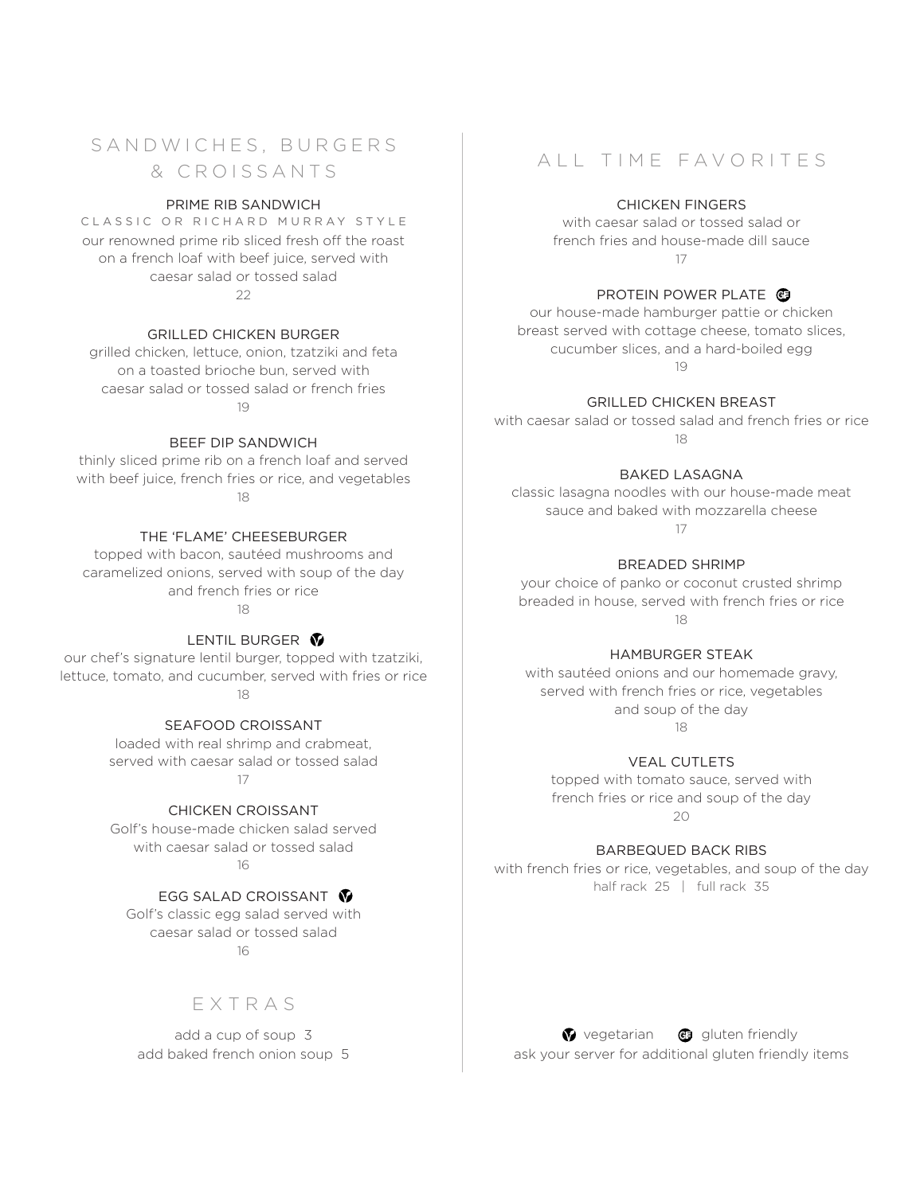## SANDWICHES, BURGERS & CROISSANTS

### PRIME RIB SANDWICH

CLASSIC OR RICHARD MURRAY STYLE

our renowned prime rib sliced fresh off the roast on a french loaf with beef juice, served with caesar salad or tossed salad

22

### GRILLED CHICKEN BURGER

grilled chicken, lettuce, onion, tzatziki and feta on a toasted brioche bun, served with caesar salad or tossed salad or french fries

19

### BEEF DIP SANDWICH

thinly sliced prime rib on a french loaf and served with beef juice, french fries or rice, and vegetables

18

### THE 'FLAME' CHEESEBURGER

topped with bacon, sautéed mushrooms and caramelized onions, served with soup of the day and french fries or rice

18

### LENTIL BURGER (vegetarian)

our chef's signature lentil burger, topped with tzatziki, lettuce, tomato, and cucumber, served with fries or rice

18

### SEAFOOD CROISSANT

loaded with real shrimp and crabmeat, served with caesar salad or tossed salad

17

### CHICKEN CROISSANT

Golf's house-made chicken salad served with caesar salad or tossed salad

16

### EGG SALAD CROISSANT (vegetarian)

Golf's classic egg salad served with caesar salad or tossed salad

16

## EXTRAS

add a cup of soup 3

add baked french onion soup 5

## ALL TIME FAVORITES

### CHICKEN FINGERS

with caesar salad or tossed salad or french fries and house-made dill sauce

17

### PROTEIN POWER PLATE (gluten friendly)

our house-made hamburger pattie or chicken breast served with cottage cheese, tomato slices, cucumber slices, and a hard-boiled egg

19

### GRILLED CHICKEN BREAST

with caesar salad or tossed salad and french fries or rice

18

### BAKED LASAGNA

classic lasagna noodles with our house-made meat sauce and baked with mozzarella cheese

17

### BREADED SHRIMP

your choice of panko or coconut crusted shrimp breaded in house, served with french fries or rice

18

### HAMBURGER STEAK

with sautéed onions and our homemade gravy, served with french fries or rice, vegetables and soup of the day

18

### VEAL CUTLETS

topped with tomato sauce, served with french fries or rice and soup of the day

20

### BARBEQUED BACK RIBS

with french fries or rice, vegetables, and soup of the day

half rack 25 | full rack 35

vegetarian   gluten friendly

ask your server for additional gluten friendly items